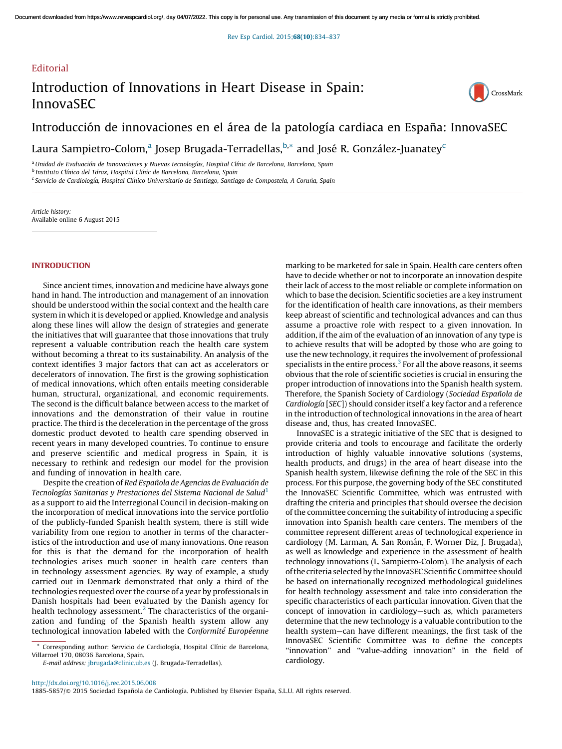Editorial

# Introduction of Innovations in Heart Disease in Spain: InnovaSEC

## Introducción de innovaciones en el área de la patología cardiaca en España: InnovaSEC

Laura Sampietro-Colom,[a] Josep Brugada-Terradellas,[b,*] and José R. González-Juanatey[c]

[a] *Unidad de Evaluación de Innovaciones y Nuevas tecnologías, Hospital Clínic de Barcelona, Barcelona, Spain*
[b] *Instituto Clínico del Tórax, Hospital Clínic de Barcelona, Barcelona, Spain*
[c] *Servicio de Cardiología, Hospital Clínico Universitario de Santiago, Santiago de Compostela, A Coruña, Spain*

*Article history:*
Available online 6 August 2015

## INTRODUCTION

Since ancient times, innovation and medicine have always gone hand in hand. The introduction and management of an innovation should be understood within the social context and the health care system in which it is developed or applied. Knowledge and analysis along these lines will allow the design of strategies and generate the initiatives that will guarantee that those innovations that truly represent a valuable contribution reach the health care system without becoming a threat to its sustainability. An analysis of the context identifies 3 major factors that can act as accelerators or decelerators of innovation. The first is the growing sophistication of medical innovations, which often entails meeting considerable human, structural, organizational, and economic requirements. The second is the difficult balance between access to the market of innovations and the demonstration of their value in routine practice. The third is the deceleration in the percentage of the gross domestic product devoted to health care spending observed in recent years in many developed countries. To continue to ensure and preserve scientific and medical progress in Spain, it is necessary to rethink and redesign our model for the provision and funding of innovation in health care.

Despite the creation of *Red Española de Agencias de Evaluación de Tecnologías Sanitarias y Prestaciones del Sistema Nacional de Salud*[1] as a support to aid the Interregional Council in decision-making on the incorporation of medical innovations into the service portfolio of the publicly-funded Spanish health system, there is still wide variability from one region to another in terms of the characteristics of the introduction and use of many innovations. One reason for this is that the demand for the incorporation of health technologies arises much sooner in health care centers than in technology assessment agencies. By way of example, a study carried out in Denmark demonstrated that only a third of the technologies requested over the course of a year by professionals in Danish hospitals had been evaluated by the Danish agency for health technology assessment.[2] The characteristics of the organization and funding of the Spanish health system allow any technological innovation labeled with the *Conformité Européenne* marking to be marketed for sale in Spain. Health care centers often have to decide whether or not to incorporate an innovation despite their lack of access to the most reliable or complete information on which to base the decision. Scientific societies are a key instrument for the identification of health care innovations, as their members keep abreast of scientific and technological advances and can thus assume a proactive role with respect to a given innovation. In addition, if the aim of the evaluation of an innovation of any type is to achieve results that will be adopted by those who are going to use the new technology, it requires the involvement of professional specialists in the entire process.[3] For all the above reasons, it seems obvious that the role of scientific societies is crucial in ensuring the proper introduction of innovations into the Spanish health system. Therefore, the Spanish Society of Cardiology (*Sociedad Española de Cardiología* [*SEC*]) should consider itself a key factor and a reference in the introduction of technological innovations in the area of heart disease and, thus, has created InnovaSEC.

InnovaSEC is a strategic initiative of the SEC that is designed to provide criteria and tools to encourage and facilitate the orderly introduction of highly valuable innovative solutions (systems, health products, and drugs) in the area of heart disease into the Spanish health system, likewise defining the role of the SEC in this process. For this purpose, the governing body of the SEC constituted the InnovaSEC Scientific Committee, which was entrusted with drafting the criteria and principles that should oversee the decision of the committee concerning the suitability of introducing a specific innovation into Spanish health care centers. The members of the committee represent different areas of technological experience in cardiology (M. Larman, A. San Román, F. Worner Diz, J. Brugada), as well as knowledge and experience in the assessment of health technology innovations (L. Sampietro-Colom). The analysis of each of the criteria selected by the InnovaSEC Scientific Committee should be based on internationally recognized methodological guidelines for health technology assessment and take into consideration the specific characteristics of each particular innovation. Given that the concept of innovation in cardiology—such as, which parameters determine that the new technology is a valuable contribution to the health system—can have different meanings, the first task of the InnovaSEC Scientific Committee was to define the concepts "innovation" and "value-adding innovation" in the field of cardiology.

\* Corresponding author: Servicio de Cardiología, Hospital Clínic de Barcelona, Villarroel 170, 08036 Barcelona, Spain.
*E-mail address:* jbrugada@clinic.ub.es (J. Brugada-Terradellas).

http://dx.doi.org/10.1016/j.rec.2015.06.008
1885-5857/© 2015 Sociedad Española de Cardiología. Published by Elsevier España, S.L.U. All rights reserved.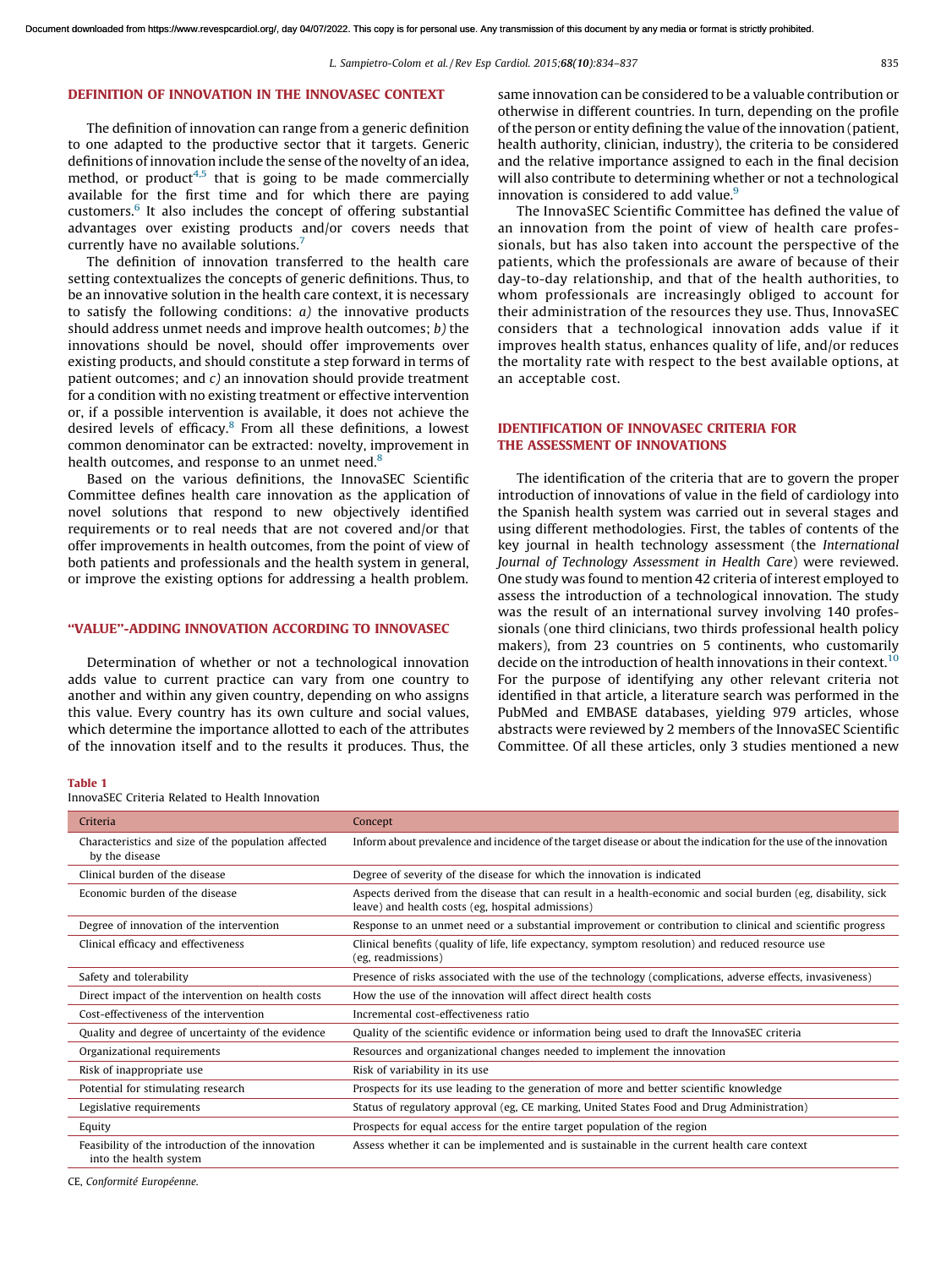## DEFINITION OF INNOVATION IN THE INNOVASEC CONTEXT

The definition of innovation can range from a generic definition to one adapted to the productive sector that it targets. Generic definitions of innovation include the sense of the novelty of an idea, method, or product[4,5] that is going to be made commercially available for the first time and for which there are paying customers.[6] It also includes the concept of offering substantial advantages over existing products and/or covers needs that currently have no available solutions.[7]

The definition of innovation transferred to the health care setting contextualizes the concepts of generic definitions. Thus, to be an innovative solution in the health care context, it is necessary to satisfy the following conditions: *a)* the innovative products should address unmet needs and improve health outcomes; *b)* the innovations should be novel, should offer improvements over existing products, and should constitute a step forward in terms of patient outcomes; and *c)* an innovation should provide treatment for a condition with no existing treatment or effective intervention or, if a possible intervention is available, it does not achieve the desired levels of efficacy.[8] From all these definitions, a lowest common denominator can be extracted: novelty, improvement in health outcomes, and response to an unmet need.[8]

Based on the various definitions, the InnovaSEC Scientific Committee defines health care innovation as the application of novel solutions that respond to new objectively identified requirements or to real needs that are not covered and/or that offer improvements in health outcomes, from the point of view of both patients and professionals and the health system in general, or improve the existing options for addressing a health problem.

## "VALUE"-ADDING INNOVATION ACCORDING TO INNOVASEC

Determination of whether or not a technological innovation adds value to current practice can vary from one country to another and within any given country, depending on who assigns this value. Every country has its own culture and social values, which determine the importance allotted to each of the attributes of the innovation itself and to the results it produces. Thus, the same innovation can be considered to be a valuable contribution or otherwise in different countries. In turn, depending on the profile of the person or entity defining the value of the innovation (patient, health authority, clinician, industry), the criteria to be considered and the relative importance assigned to each in the final decision will also contribute to determining whether or not a technological innovation is considered to add value.[9]

The InnovaSEC Scientific Committee has defined the value of an innovation from the point of view of health care professionals, but has also taken into account the perspective of the patients, which the professionals are aware of because of their day-to-day relationship, and that of the health authorities, to whom professionals are increasingly obliged to account for their administration of the resources they use. Thus, InnovaSEC considers that a technological innovation adds value if it improves health status, enhances quality of life, and/or reduces the mortality rate with respect to the best available options, at an acceptable cost.

## IDENTIFICATION OF INNOVASEC CRITERIA FOR THE ASSESSMENT OF INNOVATIONS

The identification of the criteria that are to govern the proper introduction of innovations of value in the field of cardiology into the Spanish health system was carried out in several stages and using different methodologies. First, the tables of contents of the key journal in health technology assessment (the *International Journal of Technology Assessment in Health Care*) were reviewed. One study was found to mention 42 criteria of interest employed to assess the introduction of a technological innovation. The study was the result of an international survey involving 140 professionals (one third clinicians, two thirds professional health policy makers), from 23 countries on 5 continents, who customarily decide on the introduction of health innovations in their context.[10] For the purpose of identifying any other relevant criteria not identified in that article, a literature search was performed in the PubMed and EMBASE databases, yielding 979 articles, whose abstracts were reviewed by 2 members of the InnovaSEC Scientific Committee. Of all these articles, only 3 studies mentioned a new

**Table 1**
InnovaSEC Criteria Related to Health Innovation

| Criteria | Concept |
|---|---|
| Characteristics and size of the population affected by the disease | Inform about prevalence and incidence of the target disease or about the indication for the use of the innovation |
| Clinical burden of the disease | Degree of severity of the disease for which the innovation is indicated |
| Economic burden of the disease | Aspects derived from the disease that can result in a health-economic and social burden (eg, disability, sick leave) and health costs (eg, hospital admissions) |
| Degree of innovation of the intervention | Response to an unmet need or a substantial improvement or contribution to clinical and scientific progress |
| Clinical efficacy and effectiveness | Clinical benefits (quality of life, life expectancy, symptom resolution) and reduced resource use (eg, readmissions) |
| Safety and tolerability | Presence of risks associated with the use of the technology (complications, adverse effects, invasiveness) |
| Direct impact of the intervention on health costs | How the use of the innovation will affect direct health costs |
| Cost-effectiveness of the intervention | Incremental cost-effectiveness ratio |
| Quality and degree of uncertainty of the evidence | Quality of the scientific evidence or information being used to draft the InnovaSEC criteria |
| Organizational requirements | Resources and organizational changes needed to implement the innovation |
| Risk of inappropriate use | Risk of variability in its use |
| Potential for stimulating research | Prospects for its use leading to the generation of more and better scientific knowledge |
| Legislative requirements | Status of regulatory approval (eg, CE marking, United States Food and Drug Administration) |
| Equity | Prospects for equal access for the entire target population of the region |
| Feasibility of the introduction of the innovation into the health system | Assess whether it can be implemented and is sustainable in the current health care context |

CE, *Conformité Européenne.*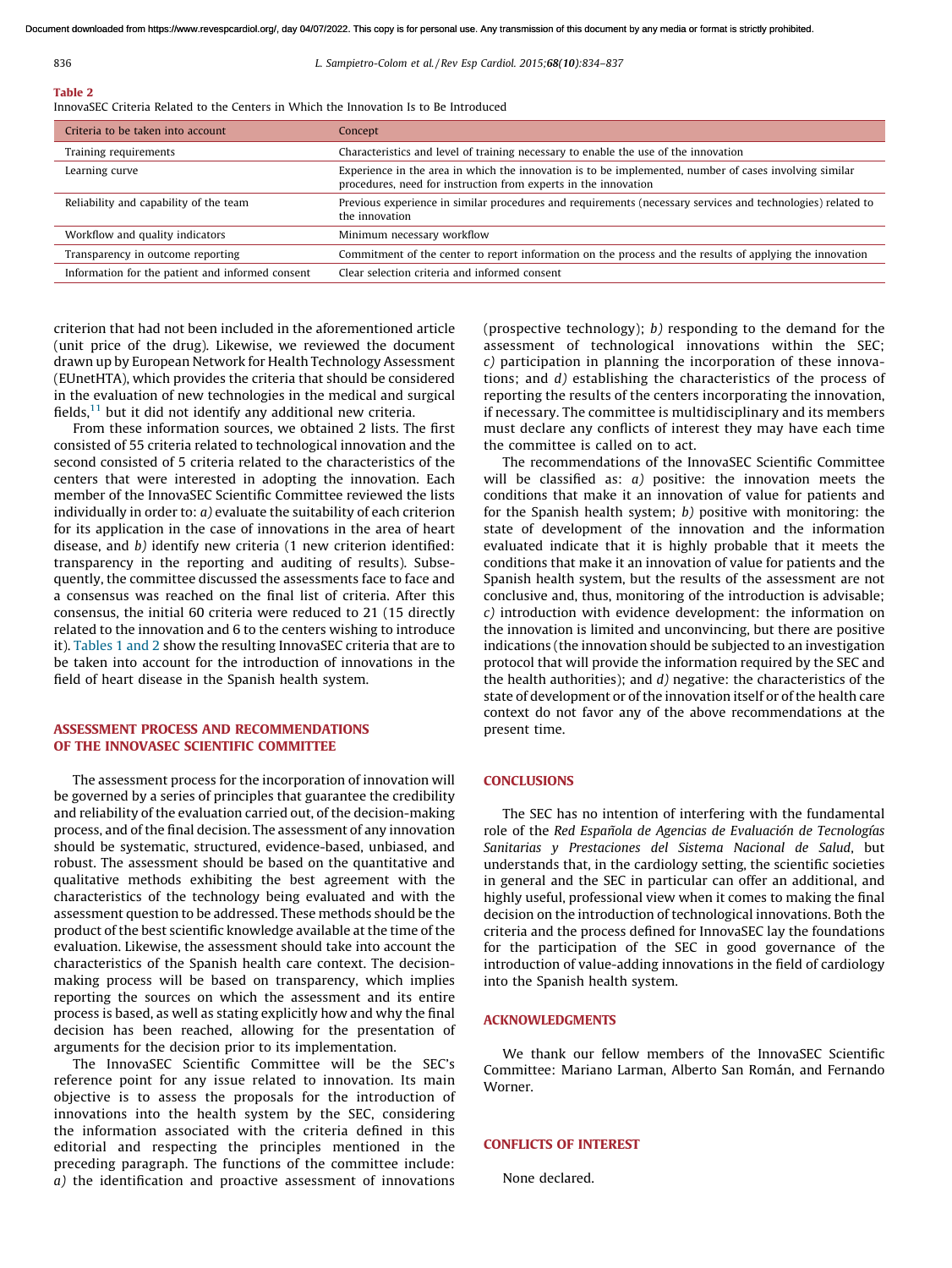**Table 2**
InnovaSEC Criteria Related to the Centers in Which the Innovation Is to Be Introduced

| Criteria to be taken into account | Concept |
|---|---|
| Training requirements | Characteristics and level of training necessary to enable the use of the innovation |
| Learning curve | Experience in the area in which the innovation is to be implemented, number of cases involving similar procedures, need for instruction from experts in the innovation |
| Reliability and capability of the team | Previous experience in similar procedures and requirements (necessary services and technologies) related to the innovation |
| Workflow and quality indicators | Minimum necessary workflow |
| Transparency in outcome reporting | Commitment of the center to report information on the process and the results of applying the innovation |
| Information for the patient and informed consent | Clear selection criteria and informed consent |

criterion that had not been included in the aforementioned article (unit price of the drug). Likewise, we reviewed the document drawn up by European Network for Health Technology Assessment (EUnetHTA), which provides the criteria that should be considered in the evaluation of new technologies in the medical and surgical fields,[11] but it did not identify any additional new criteria.

From these information sources, we obtained 2 lists. The first consisted of 55 criteria related to technological innovation and the second consisted of 5 criteria related to the characteristics of the centers that were interested in adopting the innovation. Each member of the InnovaSEC Scientific Committee reviewed the lists individually in order to: *a)* evaluate the suitability of each criterion for its application in the case of innovations in the area of heart disease, and *b)* identify new criteria (1 new criterion identified: transparency in the reporting and auditing of results). Subsequently, the committee discussed the assessments face to face and a consensus was reached on the final list of criteria. After this consensus, the initial 60 criteria were reduced to 21 (15 directly related to the innovation and 6 to the centers wishing to introduce it). Tables 1 and 2 show the resulting InnovaSEC criteria that are to be taken into account for the introduction of innovations in the field of heart disease in the Spanish health system.

## ASSESSMENT PROCESS AND RECOMMENDATIONS OF THE INNOVASEC SCIENTIFIC COMMITTEE

The assessment process for the incorporation of innovation will be governed by a series of principles that guarantee the credibility and reliability of the evaluation carried out, of the decision-making process, and of the final decision. The assessment of any innovation should be systematic, structured, evidence-based, unbiased, and robust. The assessment should be based on the quantitative and qualitative methods exhibiting the best agreement with the characteristics of the technology being evaluated and with the assessment question to be addressed. These methods should be the product of the best scientific knowledge available at the time of the evaluation. Likewise, the assessment should take into account the characteristics of the Spanish health care context. The decision-making process will be based on transparency, which implies reporting the sources on which the assessment and its entire process is based, as well as stating explicitly how and why the final decision has been reached, allowing for the presentation of arguments for the decision prior to its implementation.

The InnovaSEC Scientific Committee will be the SEC's reference point for any issue related to innovation. Its main objective is to assess the proposals for the introduction of innovations into the health system by the SEC, considering the information associated with the criteria defined in this editorial and respecting the principles mentioned in the preceding paragraph. The functions of the committee include: *a)* the identification and proactive assessment of innovations (prospective technology); *b)* responding to the demand for the assessment of technological innovations within the SEC; *c)* participation in planning the incorporation of these innovations; and *d)* establishing the characteristics of the process of reporting the results of the centers incorporating the innovation, if necessary. The committee is multidisciplinary and its members must declare any conflicts of interest they may have each time the committee is called on to act.

The recommendations of the InnovaSEC Scientific Committee will be classified as: *a)* positive: the innovation meets the conditions that make it an innovation of value for patients and for the Spanish health system; *b)* positive with monitoring: the state of development of the innovation and the information evaluated indicate that it is highly probable that it meets the conditions that make it an innovation of value for patients and the Spanish health system, but the results of the assessment are not conclusive and, thus, monitoring of the introduction is advisable; *c)* introduction with evidence development: the information on the innovation is limited and unconvincing, but there are positive indications (the innovation should be subjected to an investigation protocol that will provide the information required by the SEC and the health authorities); and *d)* negative: the characteristics of the state of development or of the innovation itself or of the health care context do not favor any of the above recommendations at the present time.

## CONCLUSIONS

The SEC has no intention of interfering with the fundamental role of the *Red Española de Agencias de Evaluación de Tecnologías Sanitarias y Prestaciones del Sistema Nacional de Salud*, but understands that, in the cardiology setting, the scientific societies in general and the SEC in particular can offer an additional, and highly useful, professional view when it comes to making the final decision on the introduction of technological innovations. Both the criteria and the process defined for InnovaSEC lay the foundations for the participation of the SEC in good governance of the introduction of value-adding innovations in the field of cardiology into the Spanish health system.

## ACKNOWLEDGMENTS

We thank our fellow members of the InnovaSEC Scientific Committee: Mariano Larman, Alberto San Román, and Fernando Worner.

## CONFLICTS OF INTEREST

None declared.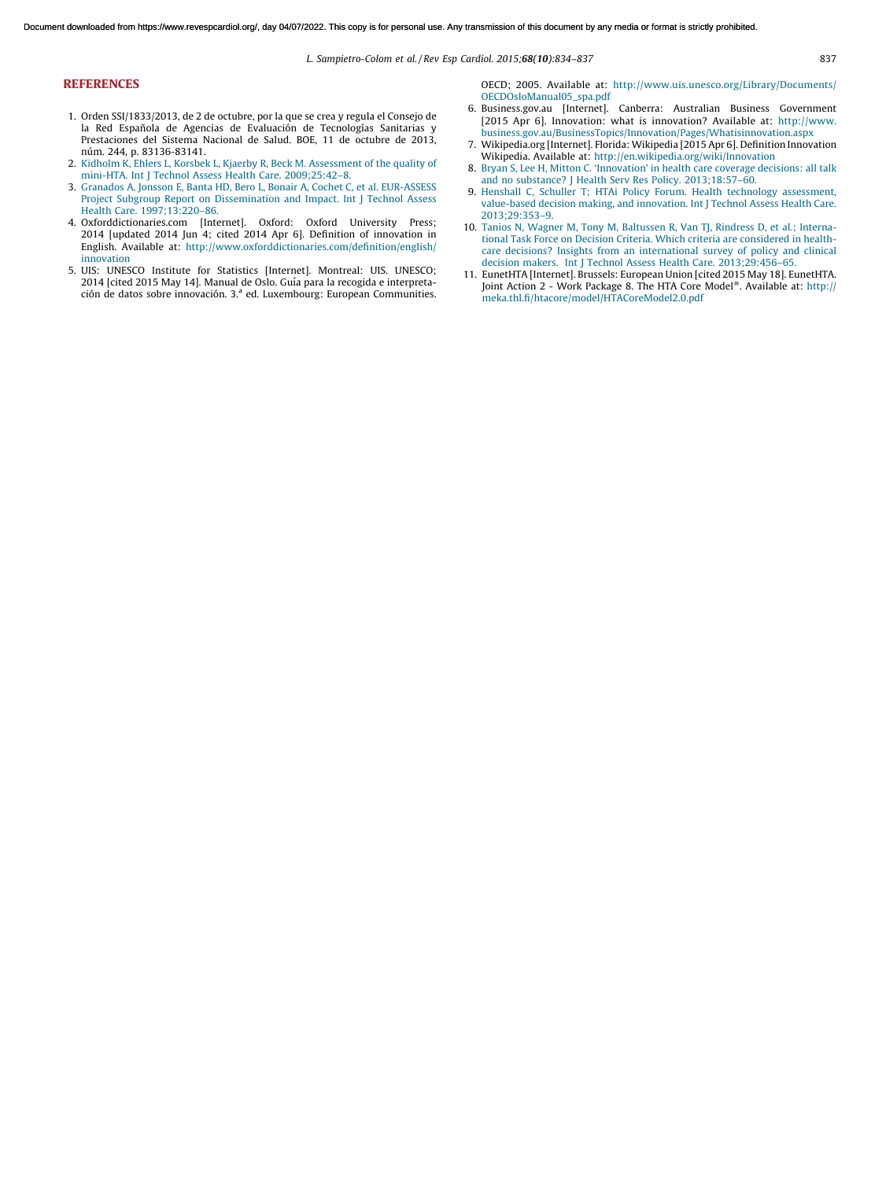## REFERENCES

1. Orden SSI/1833/2013, de 2 de octubre, por la que se crea y regula el Consejo de la Red Española de Agencias de Evaluación de Tecnologías Sanitarias y Prestaciones del Sistema Nacional de Salud. BOE, 11 de octubre de 2013, núm. 244, p. 83136-83141.
2. Kidholm K, Ehlers L, Korsbek L, Kjaerby R, Beck M. Assessment of the quality of mini-HTA. Int J Technol Assess Health Care. 2009;25:42–8.
3. Granados A, Jonsson E, Banta HD, Bero L, Bonair A, Cochet C, et al. EUR-ASSESS Project Subgroup Report on Dissemination and Impact. Int J Technol Assess Health Care. 1997;13:220–86.
4. Oxforddictionaries.com [Internet]. Oxford: Oxford University Press; 2014 [updated 2014 Jun 4; cited 2014 Apr 6]. Definition of innovation in English. Available at: http://www.oxforddictionaries.com/definition/english/innovation
5. UIS: UNESCO Institute for Statistics [Internet]. Montreal: UIS. UNESCO; 2014 [cited 2015 May 14]. Manual de Oslo. Guía para la recogida e interpretación de datos sobre innovación. 3.ª ed. Luxembourg: European Communities. OECD; 2005. Available at: http://www.uis.unesco.org/Library/Documents/OECDOsloManual05_spa.pdf
6. Business.gov.au [Internet]. Canberra: Australian Business Government [2015 Apr 6]. Innovation: what is innovation? Available at: http://www.business.gov.au/BusinessTopics/Innovation/Pages/Whatisinnovation.aspx
7. Wikipedia.org [Internet]. Florida: Wikipedia [2015 Apr 6]. Definition Innovation Wikipedia. Available at: http://en.wikipedia.org/wiki/Innovation
8. Bryan S, Lee H, Mitton C. 'Innovation' in health care coverage decisions: all talk and no substance? J Health Serv Res Policy. 2013;18:57–60.
9. Henshall C, Schuller T; HTAi Policy Forum. Health technology assessment, value-based decision making, and innovation. Int J Technol Assess Health Care. 2013;29:353–9.
10. Tanios N, Wagner M, Tony M, Baltussen R, Van TJ, Rindress D, et al.; International Task Force on Decision Criteria. Which criteria are considered in healthcare decisions? Insights from an international survey of policy and clinical decision makers. Int J Technol Assess Health Care. 2013;29:456–65.
11. EunetHTA [Internet]. Brussels: European Union [cited 2015 May 18]. EunetHTA. Joint Action 2 - Work Package 8. The HTA Core Model®. Available at: http://meka.thl.fi/htacore/model/HTACoreModel2.0.pdf